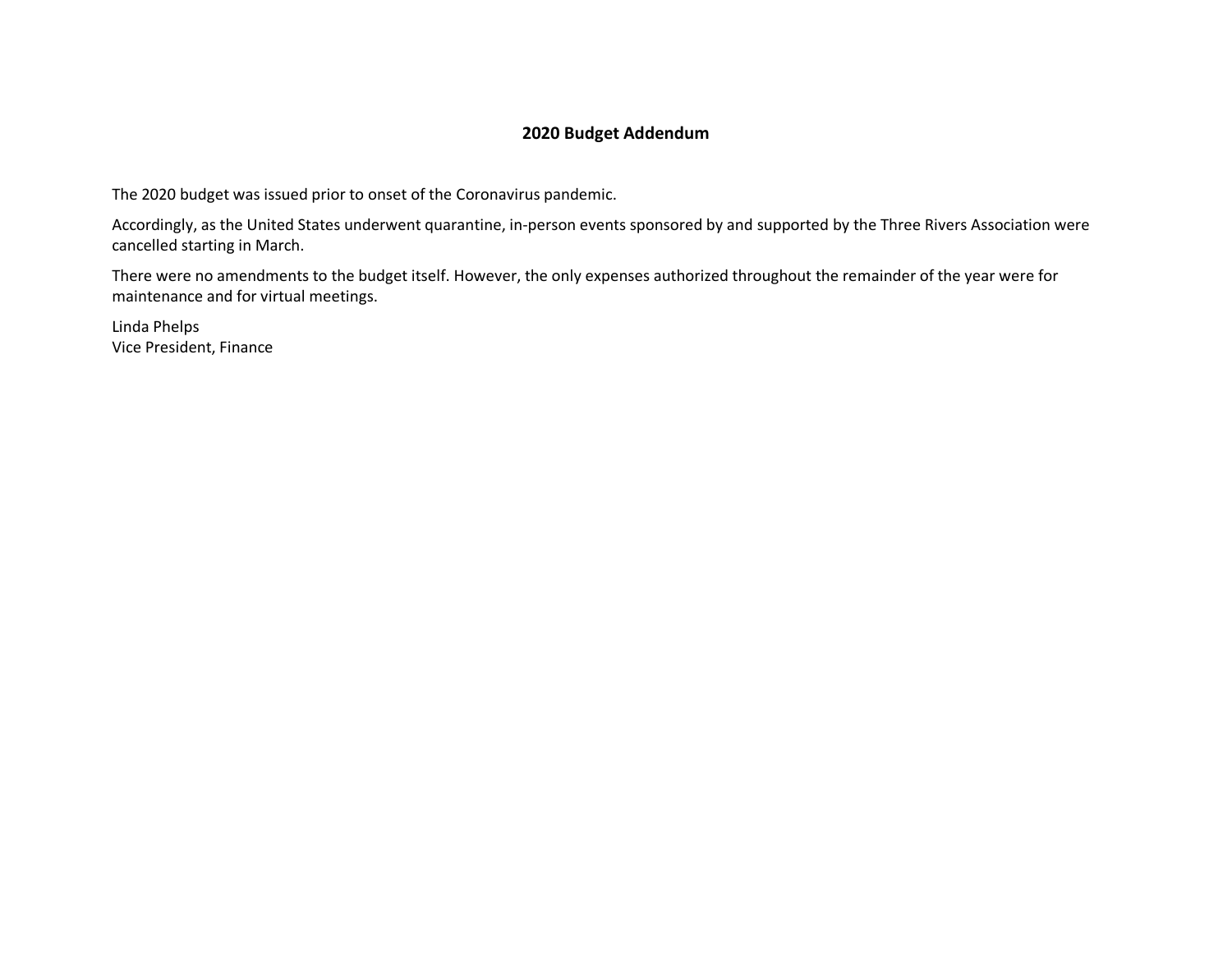# 2020 Budget Addendum

The 2020 budget was issued prior to onset of the Coronavirus pandemic.

Accordingly, as the United States underwent quarantine, in-person events sponsored by and supported by the Three Rivers Association were cancelled starting in March.

There were no amendments to the budget itself. However, the only expenses authorized throughout the remainder of the year were for maintenance and for virtual meetings.

Linda Phelps
Vice President, Finance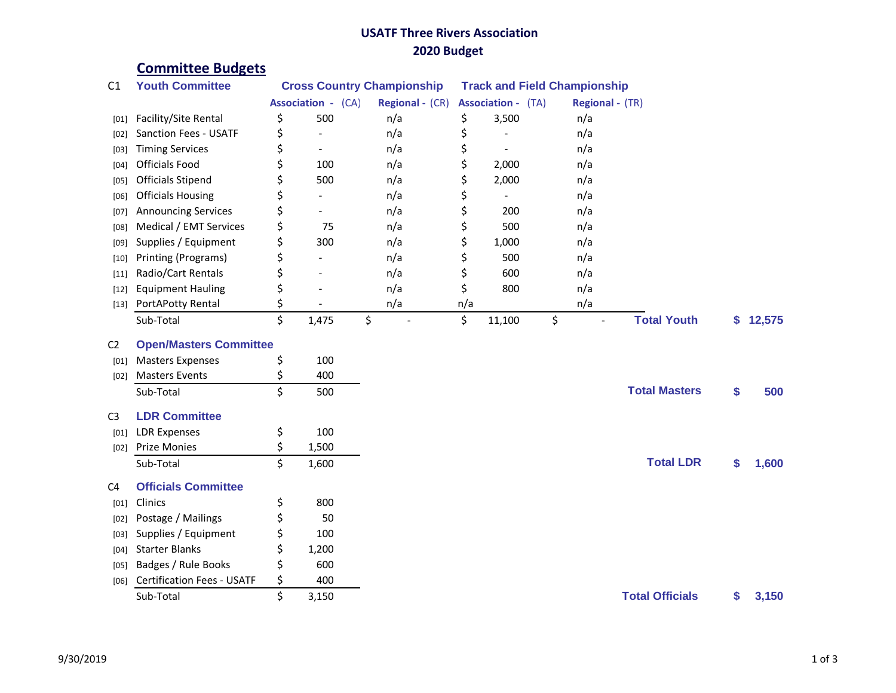# USATF Three Rivers Association
# 2020 Budget

## Committee Budgets

| | C1 Youth Committee | Cross Country Championship | | Track and Field Championship | | | |
|---|---|---|---|---|---|---|---|
| | | Association - (CA) | Regional - (CR) | Association - (TA) | Regional - (TR) | | |
| [01] | Facility/Site Rental | $ 500 | n/a | $ 3,500 | n/a | | |
| [02] | Sanction Fees - USATF | $ - | n/a | $ - | n/a | | |
| [03] | Timing Services | $ - | n/a | $ - | n/a | | |
| [04] | Officials Food | $ 100 | n/a | $ 2,000 | n/a | | |
| [05] | Officials Stipend | $ 500 | n/a | $ 2,000 | n/a | | |
| [06] | Officials Housing | $ - | n/a | $ - | n/a | | |
| [07] | Announcing Services | $ - | n/a | $ 200 | n/a | | |
| [08] | Medical / EMT Services | $ 75 | n/a | $ 500 | n/a | | |
| [09] | Supplies / Equipment | $ 300 | n/a | $ 1,000 | n/a | | |
| [10] | Printing (Programs) | $ - | n/a | $ 500 | n/a | | |
| [11] | Radio/Cart Rentals | $ - | n/a | $ 600 | n/a | | |
| [12] | Equipment Hauling | $ - | n/a | $ 800 | n/a | | |
| [13] | PortAPotty Rental | $ - | n/a | n/a | n/a | | |
| | Sub-Total | $ 1,475 | $ - | $ 11,100 | $ - | **Total Youth** | **$ 12,575** |

| | C2 Open/Masters Committee | | | |
|---|---|---|---|---|
| [01] | Masters Expenses | $ 100 | | |
| [02] | Masters Events | $ 400 | | |
| | Sub-Total | $ 500 | **Total Masters** | **$ 500** |

| | C3 LDR Committee | | | |
|---|---|---|---|---|
| [01] | LDR Expenses | $ 100 | | |
| [02] | Prize Monies | $ 1,500 | | |
| | Sub-Total | $ 1,600 | **Total LDR** | **$ 1,600** |

| | C4 Officials Committee | | | |
|---|---|---|---|---|
| [01] | Clinics | $ 800 | | |
| [02] | Postage / Mailings | $ 50 | | |
| [03] | Supplies / Equipment | $ 100 | | |
| [04] | Starter Blanks | $ 1,200 | | |
| [05] | Badges / Rule Books | $ 600 | | |
| [06] | Certification Fees - USATF | $ 400 | | |
| | Sub-Total | $ 3,150 | **Total Officials** | **$ 3,150** |

9/30/2019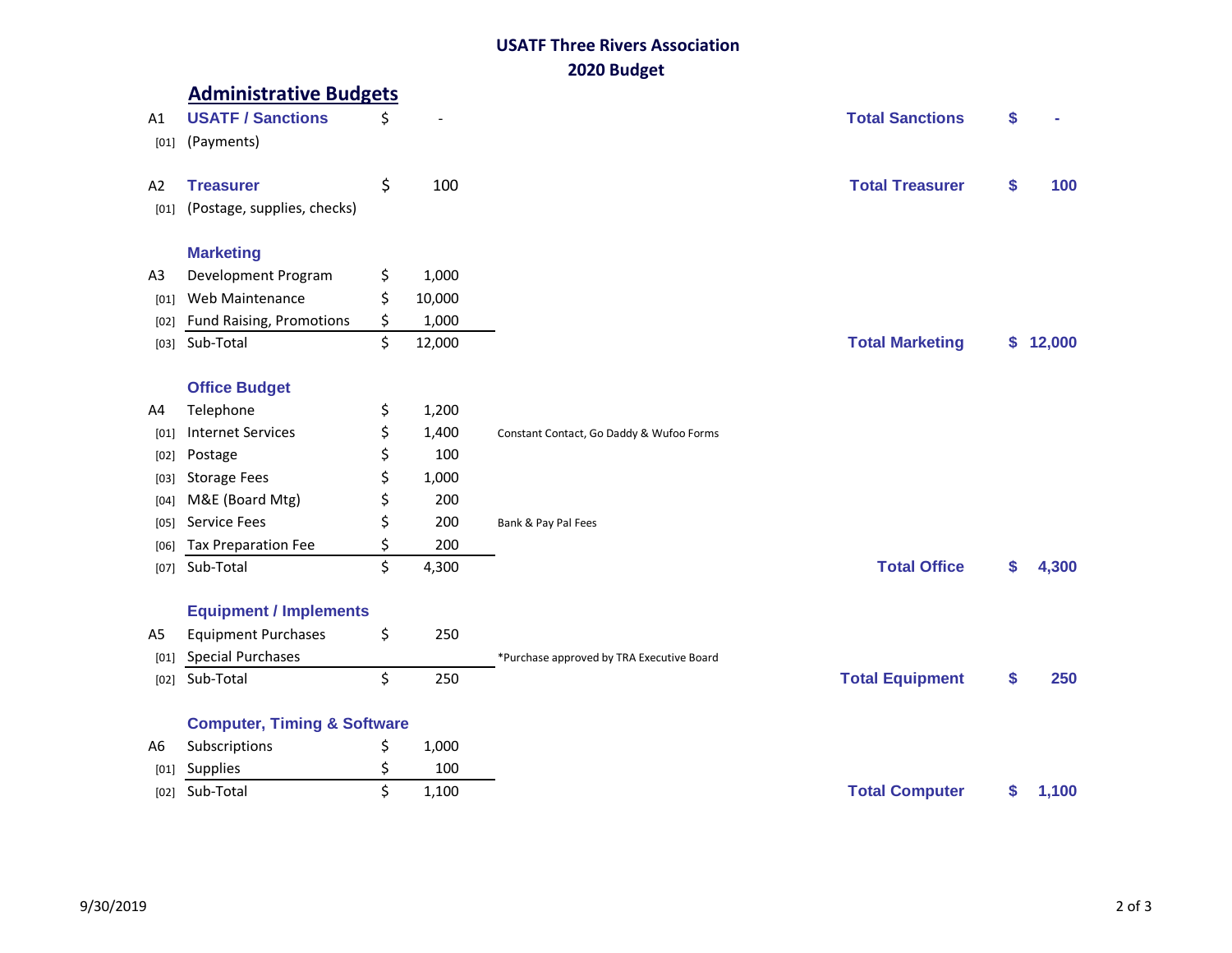# USATF Three Rivers Association
## 2020 Budget

## Administrative Budgets

| Code | Item | Amount | Notes | Total | Amount |
|---|---|---|---|---|---|
| A1 | **USATF / Sanctions** | $ - | | **Total Sanctions** | **$ -** |
| [01] | (Payments) | | | | |
| A2 | **Treasurer** | $ 100 | | **Total Treasurer** | **$ 100** |
| [01] | (Postage, supplies, checks) | | | | |
| | **Marketing** | | | | |
| A3 | Development Program | $ 1,000 | | | |
| [01] | Web Maintenance | $ 10,000 | | | |
| [02] | Fund Raising, Promotions | $ 1,000 | | | |
| [03] | Sub-Total | $ 12,000 | | **Total Marketing** | **$ 12,000** |
| | **Office Budget** | | | | |
| A4 | Telephone | $ 1,200 | | | |
| [01] | Internet Services | $ 1,400 | Constant Contact, Go Daddy & Wufoo Forms | | |
| [02] | Postage | $ 100 | | | |
| [03] | Storage Fees | $ 1,000 | | | |
| [04] | M&E (Board Mtg) | $ 200 | | | |
| [05] | Service Fees | $ 200 | Bank & Pay Pal Fees | | |
| [06] | Tax Preparation Fee | $ 200 | | | |
| [07] | Sub-Total | $ 4,300 | | **Total Office** | **$ 4,300** |
| | **Equipment / Implements** | | | | |
| A5 | Equipment Purchases | $ 250 | | | |
| [01] | Special Purchases | | *Purchase approved by TRA Executive Board | | |
| [02] | Sub-Total | $ 250 | | **Total Equipment** | **$ 250** |
| | **Computer, Timing & Software** | | | | |
| A6 | Subscriptions | $ 1,000 | | | |
| [01] | Supplies | $ 100 | | | |
| [02] | Sub-Total | $ 1,100 | | **Total Computer** | **$ 1,100** |

9/30/2019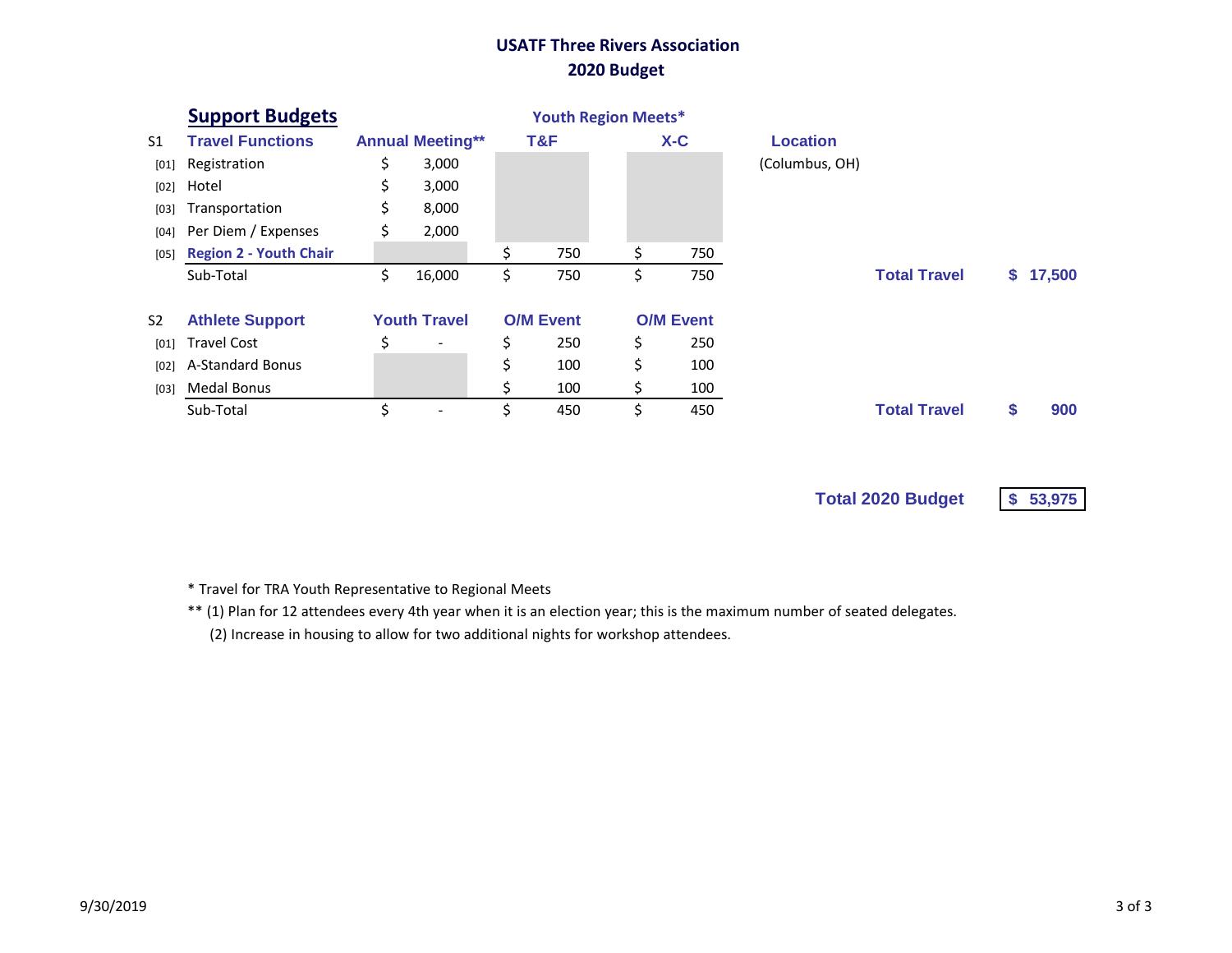# USATF Three Rivers Association
## 2020 Budget

## Support Budgets

| | | | Youth Region Meets* | | | | |
|---|---|---|---|---|---|---|---|
| S1 | **Travel Functions** | **Annual Meeting**** | **T&F** | **X-C** | **Location** | | |
| [01] | Registration | $ 3,000 | | | (Columbus, OH) | | |
| [02] | Hotel | $ 3,000 | | | | | |
| [03] | Transportation | $ 8,000 | | | | | |
| [04] | Per Diem / Expenses | $ 2,000 | | | | | |
| [05] | **Region 2 - Youth Chair** | | $ 750 | $ 750 | | | |
| | Sub-Total | $ 16,000 | $ 750 | $ 750 | | **Total Travel** | **$ 17,500** |

| | | | | | | |
|---|---|---|---|---|---|---|
| S2 | **Athlete Support** | **Youth Travel** | **O/M Event** | **O/M Event** | | |
| [01] | Travel Cost | $ - | $ 250 | $ 250 | | |
| [02] | A-Standard Bonus | | $ 100 | $ 100 | | |
| [03] | Medal Bonus | | $ 100 | $ 100 | | |
| | Sub-Total | $ - | $ 450 | $ 450 | **Total Travel** | **$ 900** |

**Total 2020 Budget** **$ 53,975**

* Travel for TRA Youth Representative to Regional Meets

** (1) Plan for 12 attendees every 4th year when it is an election year; this is the maximum number of seated delegates.

(2) Increase in housing to allow for two additional nights for workshop attendees.

9/30/2019